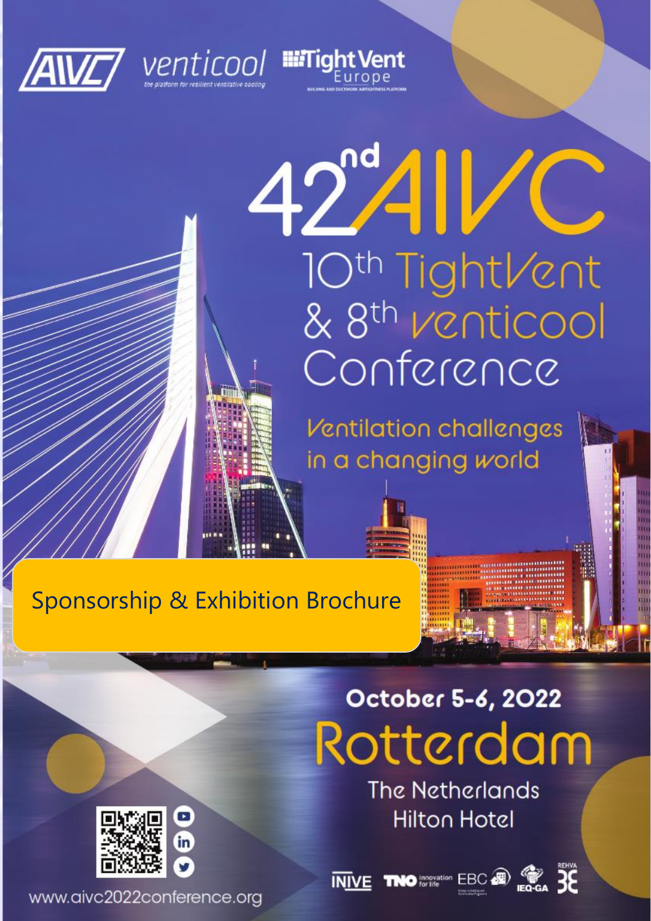AIVC venticool *the platform for resilient ventilative cooling* TightVent Europe BUILDING AND DUCTWORK AIRTIGHTNESS PLATFORM

# 42nd AIVC 10th TightVent & 8th venticool Conference

## Ventilation challenges in a changing world

**Sponsorship & Exhibition Brochure**

**October 5-6, 2022**

## Rotterdam

The Netherlands
Hilton Hotel

INIVE TNO innovation for life EBC IEQ-GA REHVA

www.aivc2022conference.org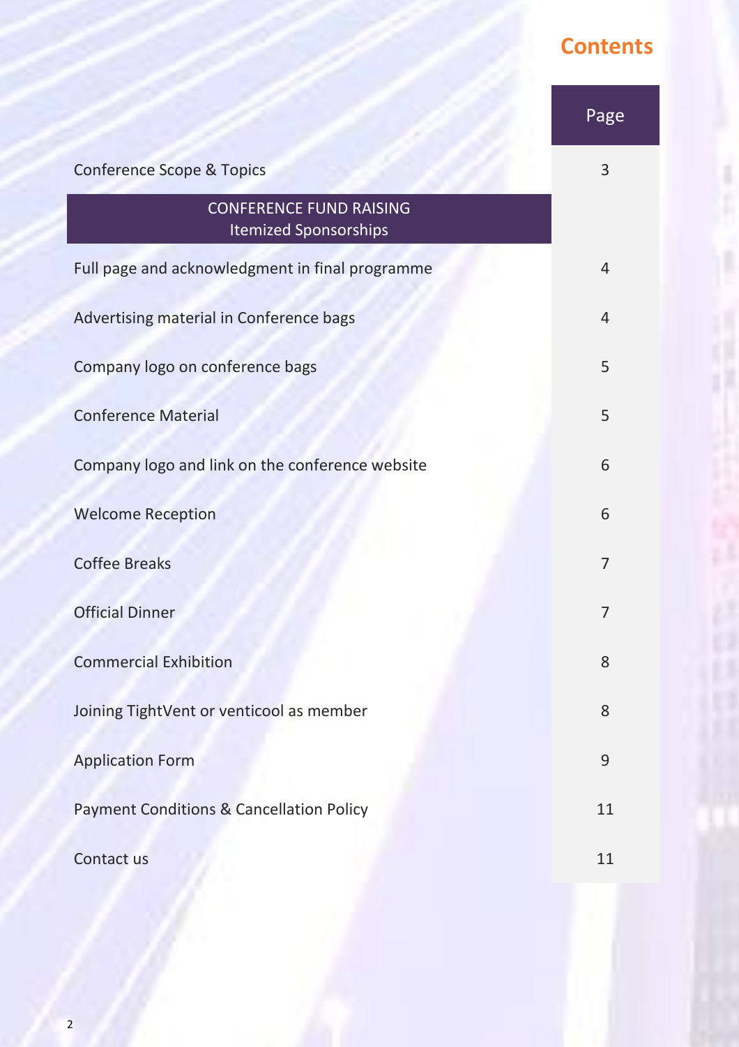# Contents

| | Page |
|---|---|
| Conference Scope & Topics | 3 |
| **CONFERENCE FUND RAISING**<br>**Itemized Sponsorships** | |
| Full page and acknowledgment in final programme | 4 |
| Advertising material in Conference bags | 4 |
| Company logo on conference bags | 5 |
| Conference Material | 5 |
| Company logo and link on the conference website | 6 |
| Welcome Reception | 6 |
| Coffee Breaks | 7 |
| Official Dinner | 7 |
| Commercial Exhibition | 8 |
| Joining TightVent or venticool as member | 8 |
| Application Form | 9 |
| Payment Conditions & Cancellation Policy | 11 |
| Contact us | 11 |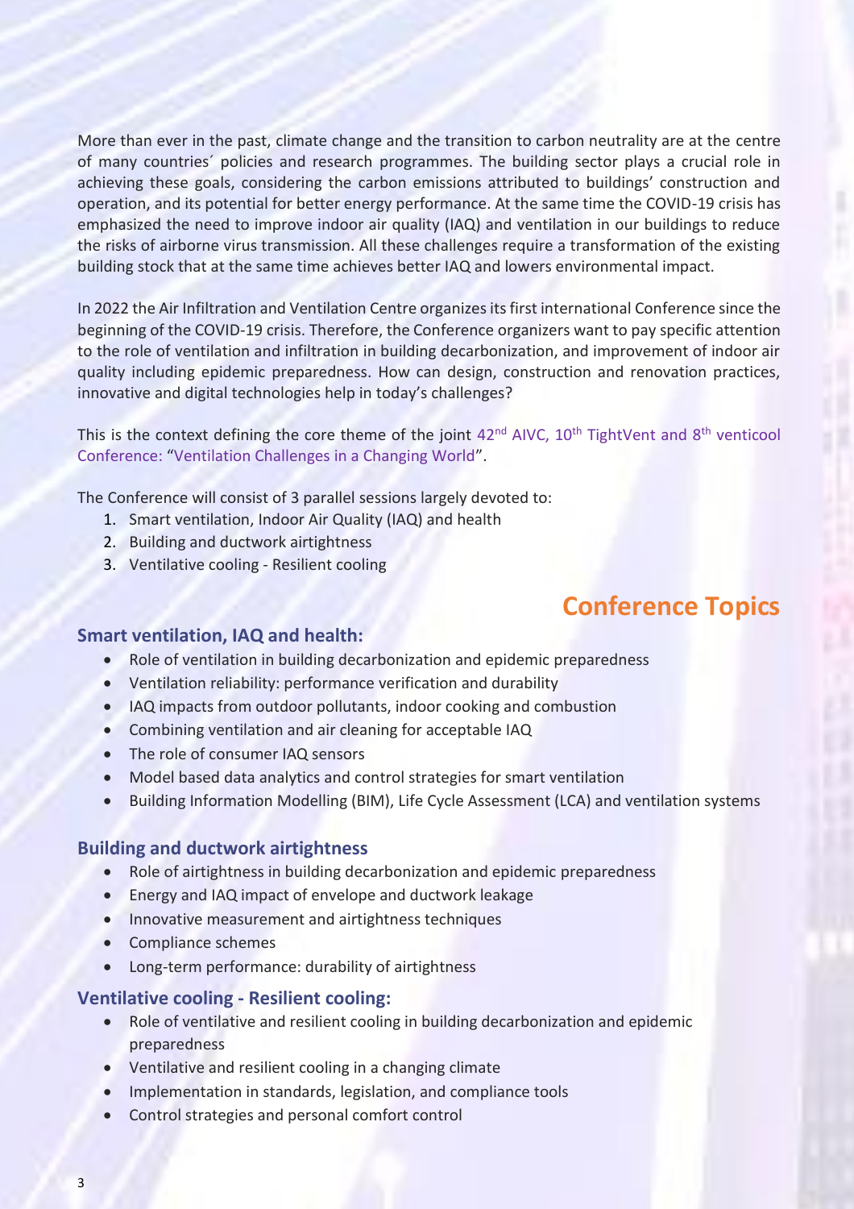More than ever in the past, climate change and the transition to carbon neutrality are at the centre of many countries´ policies and research programmes. The building sector plays a crucial role in achieving these goals, considering the carbon emissions attributed to buildings' construction and operation, and its potential for better energy performance. At the same time the COVID-19 crisis has emphasized the need to improve indoor air quality (IAQ) and ventilation in our buildings to reduce the risks of airborne virus transmission. All these challenges require a transformation of the existing building stock that at the same time achieves better IAQ and lowers environmental impact.

In 2022 the Air Infiltration and Ventilation Centre organizes its first international Conference since the beginning of the COVID-19 crisis. Therefore, the Conference organizers want to pay specific attention to the role of ventilation and infiltration in building decarbonization, and improvement of indoor air quality including epidemic preparedness. How can design, construction and renovation practices, innovative and digital technologies help in today's challenges?

This is the context defining the core theme of the joint 42nd AIVC, 10th TightVent and 8th venticool Conference: "Ventilation Challenges in a Changing World".

The Conference will consist of 3 parallel sessions largely devoted to:

1. Smart ventilation, Indoor Air Quality (IAQ) and health
2. Building and ductwork airtightness
3. Ventilative cooling - Resilient cooling

## Conference Topics

### Smart ventilation, IAQ and health:

- Role of ventilation in building decarbonization and epidemic preparedness
- Ventilation reliability: performance verification and durability
- IAQ impacts from outdoor pollutants, indoor cooking and combustion
- Combining ventilation and air cleaning for acceptable IAQ
- The role of consumer IAQ sensors
- Model based data analytics and control strategies for smart ventilation
- Building Information Modelling (BIM), Life Cycle Assessment (LCA) and ventilation systems

### Building and ductwork airtightness

- Role of airtightness in building decarbonization and epidemic preparedness
- Energy and IAQ impact of envelope and ductwork leakage
- Innovative measurement and airtightness techniques
- Compliance schemes
- Long-term performance: durability of airtightness

### Ventilative cooling - Resilient cooling:

- Role of ventilative and resilient cooling in building decarbonization and epidemic preparedness
- Ventilative and resilient cooling in a changing climate
- Implementation in standards, legislation, and compliance tools
- Control strategies and personal comfort control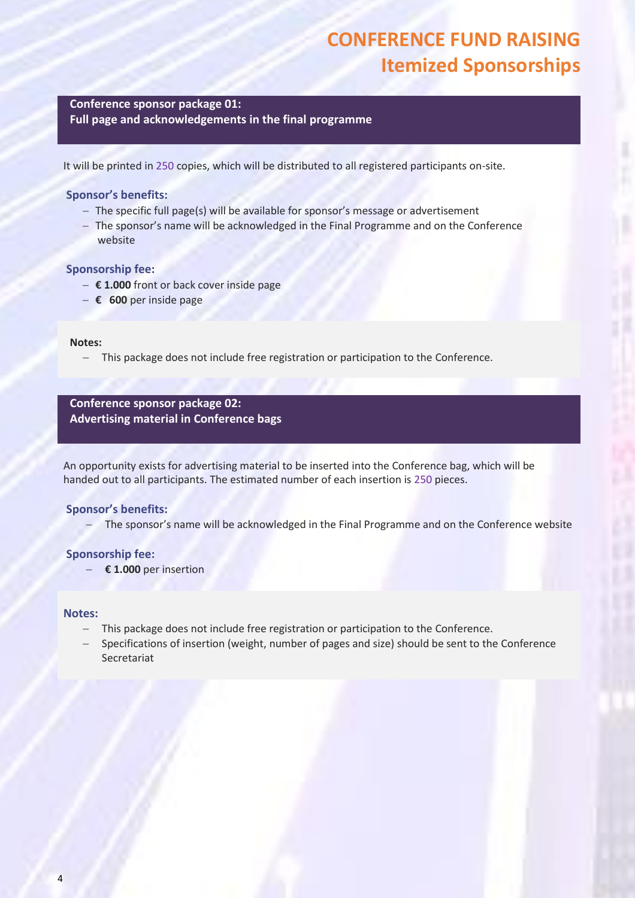# CONFERENCE FUND RAISING
## Itemized Sponsorships

### Conference sponsor package 01: Full page and acknowledgements in the final programme

It will be printed in 250 copies, which will be distributed to all registered participants on-site.

**Sponsor's benefits:**

- The specific full page(s) will be available for sponsor's message or advertisement
- The sponsor's name will be acknowledged in the Final Programme and on the Conference website

**Sponsorship fee:**

- **€ 1.000** front or back cover inside page
- **€ 600** per inside page

**Notes:**

- This package does not include free registration or participation to the Conference.

### Conference sponsor package 02: Advertising material in Conference bags

An opportunity exists for advertising material to be inserted into the Conference bag, which will be handed out to all participants. The estimated number of each insertion is 250 pieces.

**Sponsor's benefits:**

- The sponsor's name will be acknowledged in the Final Programme and on the Conference website

**Sponsorship fee:**

- **€ 1.000** per insertion

**Notes:**

- This package does not include free registration or participation to the Conference.
- Specifications of insertion (weight, number of pages and size) should be sent to the Conference Secretariat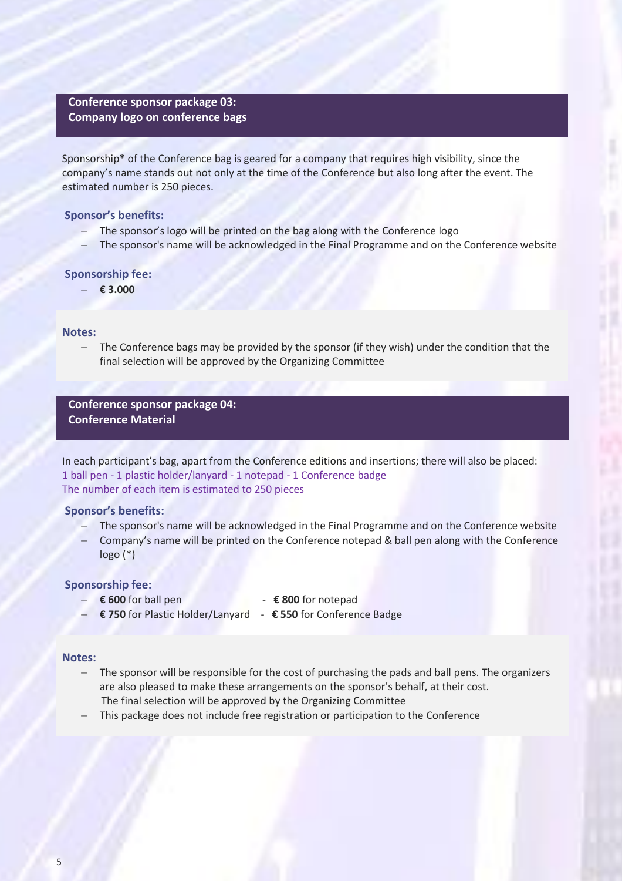## Conference sponsor package 03: Company logo on conference bags

Sponsorship* of the Conference bag is geared for a company that requires high visibility, since the company's name stands out not only at the time of the Conference but also long after the event. The estimated number is 250 pieces.

### Sponsor's benefits:

- The sponsor's logo will be printed on the bag along with the Conference logo
- The sponsor's name will be acknowledged in the Final Programme and on the Conference website

### Sponsorship fee:

- **€ 3.000**

### Notes:

- The Conference bags may be provided by the sponsor (if they wish) under the condition that the final selection will be approved by the Organizing Committee

## Conference sponsor package 04: Conference Material

In each participant's bag, apart from the Conference editions and insertions; there will also be placed:
1 ball pen - 1 plastic holder/lanyard - 1 notepad - 1 Conference badge
The number of each item is estimated to 250 pieces

### Sponsor's benefits:

- The sponsor's name will be acknowledged in the Final Programme and on the Conference website
- Company's name will be printed on the Conference notepad & ball pen along with the Conference logo (*)

### Sponsorship fee:

- **€ 600** for ball pen - **€ 800** for notepad
- **€ 750** for Plastic Holder/Lanyard - **€ 550** for Conference Badge

### Notes:

- The sponsor will be responsible for the cost of purchasing the pads and ball pens. The organizers are also pleased to make these arrangements on the sponsor's behalf, at their cost.
  The final selection will be approved by the Organizing Committee
- This package does not include free registration or participation to the Conference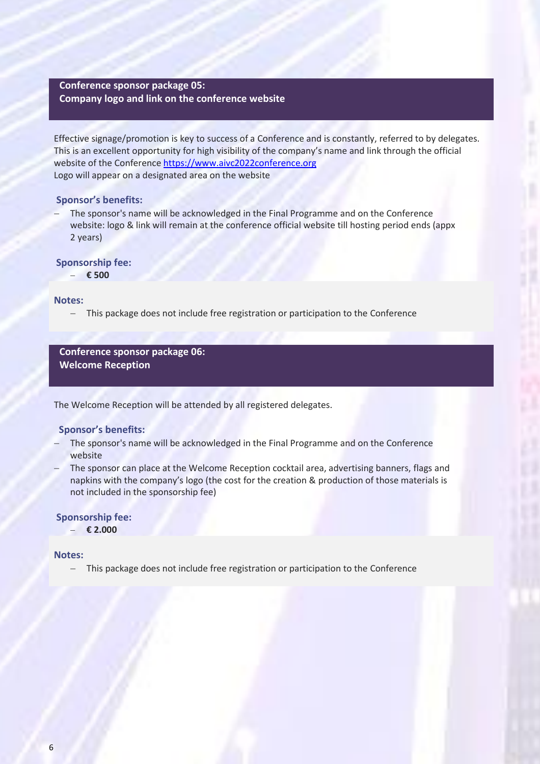## Conference sponsor package 05:
## Company logo and link on the conference website

Effective signage/promotion is key to success of a Conference and is constantly, referred to by delegates. This is an excellent opportunity for high visibility of the company's name and link through the official website of the Conference https://www.aivc2022conference.org
Logo will appear on a designated area on the website

### Sponsor's benefits:

- The sponsor's name will be acknowledged in the Final Programme and on the Conference website: logo & link will remain at the conference official website till hosting period ends (appx 2 years)

### Sponsorship fee:

- **€ 500**

### Notes:

- This package does not include free registration or participation to the Conference

## Conference sponsor package 06:
## Welcome Reception

The Welcome Reception will be attended by all registered delegates.

### Sponsor's benefits:

- The sponsor's name will be acknowledged in the Final Programme and on the Conference website
- The sponsor can place at the Welcome Reception cocktail area, advertising banners, flags and napkins with the company's logo (the cost for the creation & production of those materials is not included in the sponsorship fee)

### Sponsorship fee:

- **€ 2.000**

### Notes:

- This package does not include free registration or participation to the Conference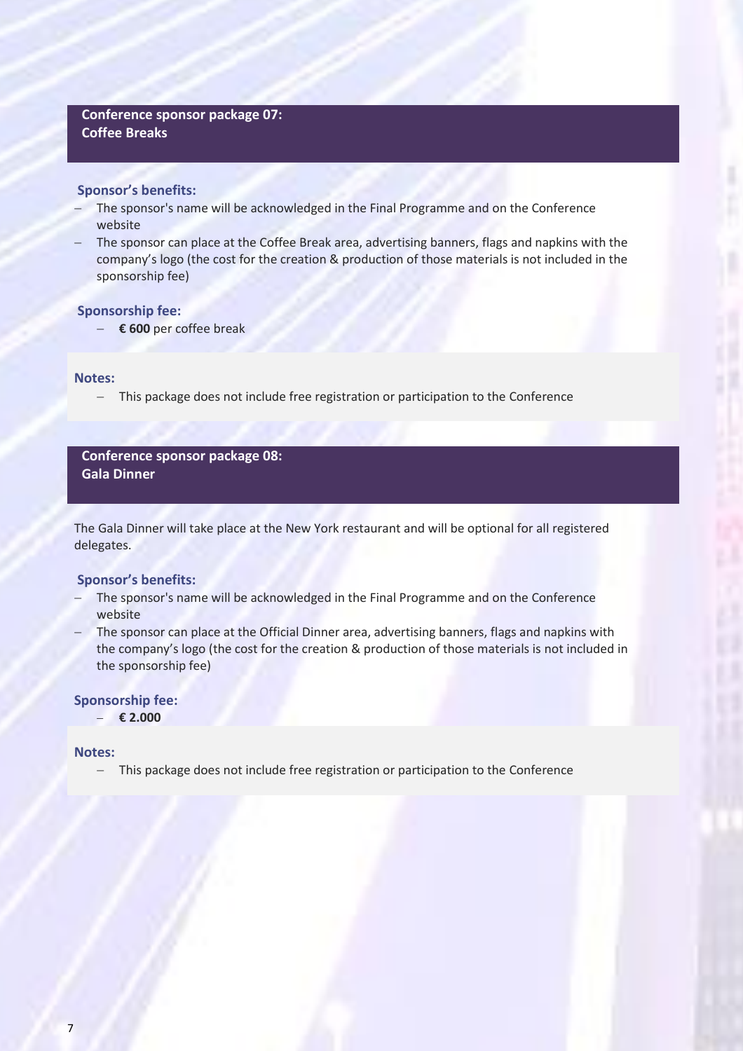## Conference sponsor package 07: Coffee Breaks

**Sponsor's benefits:**

- The sponsor's name will be acknowledged in the Final Programme and on the Conference website
- The sponsor can place at the Coffee Break area, advertising banners, flags and napkins with the company's logo (the cost for the creation & production of those materials is not included in the sponsorship fee)

**Sponsorship fee:**

- **€ 600** per coffee break

**Notes:**

- This package does not include free registration or participation to the Conference

## Conference sponsor package 08: Gala Dinner

The Gala Dinner will take place at the New York restaurant and will be optional for all registered delegates.

**Sponsor's benefits:**

- The sponsor's name will be acknowledged in the Final Programme and on the Conference website
- The sponsor can place at the Official Dinner area, advertising banners, flags and napkins with the company's logo (the cost for the creation & production of those materials is not included in the sponsorship fee)

**Sponsorship fee:**

- **€ 2.000**

**Notes:**

- This package does not include free registration or participation to the Conference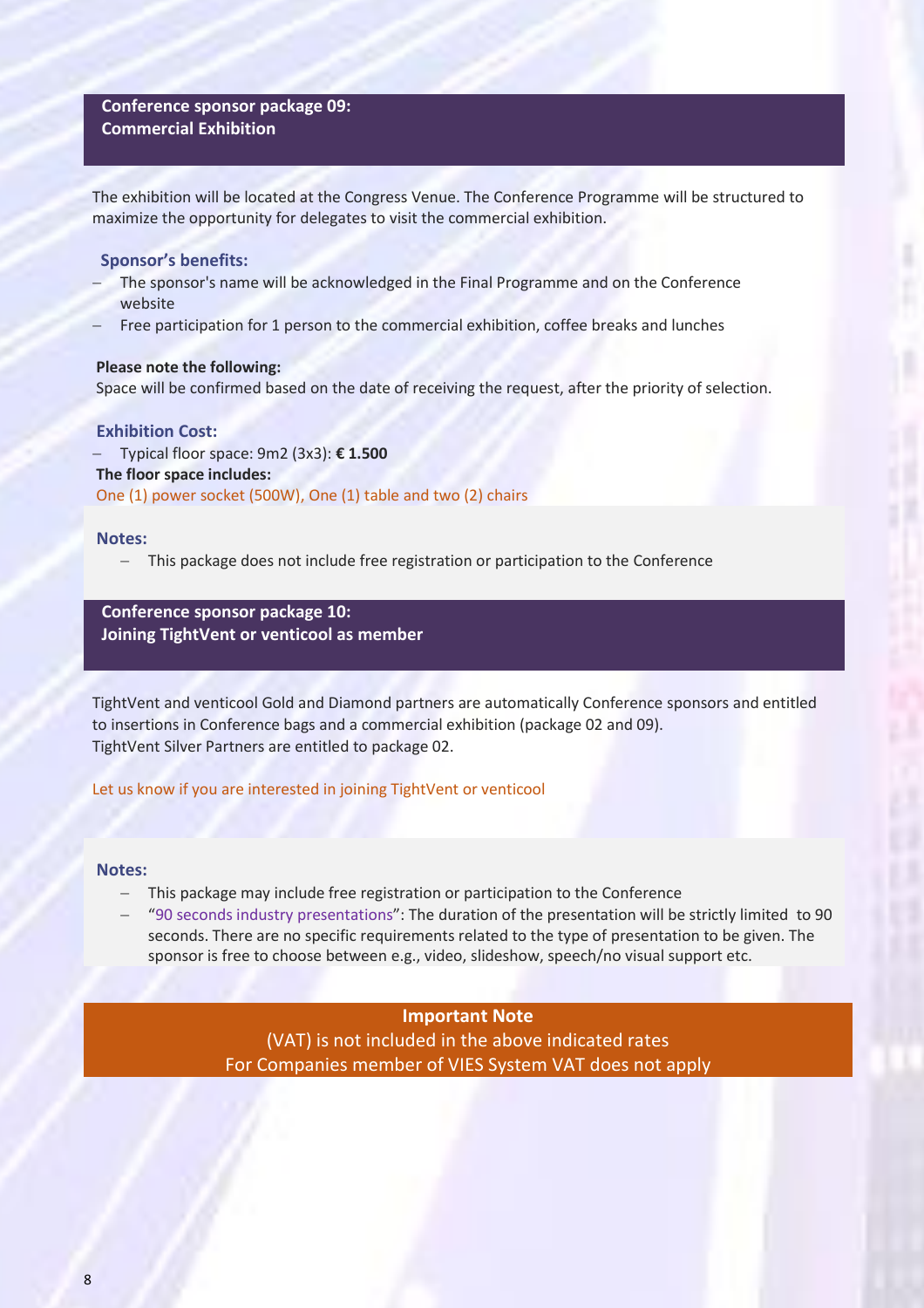## Conference sponsor package 09: Commercial Exhibition

The exhibition will be located at the Congress Venue. The Conference Programme will be structured to maximize the opportunity for delegates to visit the commercial exhibition.

### Sponsor's benefits:

- The sponsor's name will be acknowledged in the Final Programme and on the Conference website
- Free participation for 1 person to the commercial exhibition, coffee breaks and lunches

**Please note the following:**
Space will be confirmed based on the date of receiving the request, after the priority of selection.

### Exhibition Cost:

- Typical floor space: 9m2 (3x3): **€ 1.500**

**The floor space includes:**
One (1) power socket (500W), One (1) table and two (2) chairs

### Notes:

- This package does not include free registration or participation to the Conference

## Conference sponsor package 10: Joining TightVent or venticool as member

TightVent and venticool Gold and Diamond partners are automatically Conference sponsors and entitled to insertions in Conference bags and a commercial exhibition (package 02 and 09).
TightVent Silver Partners are entitled to package 02.

Let us know if you are interested in joining TightVent or venticool

### Notes:

- This package may include free registration or participation to the Conference
- "90 seconds industry presentations": The duration of the presentation will be strictly limited to 90 seconds. There are no specific requirements related to the type of presentation to be given. The sponsor is free to choose between e.g., video, slideshow, speech/no visual support etc.

**Important Note**
(VAT) is not included in the above indicated rates
For Companies member of VIES System VAT does not apply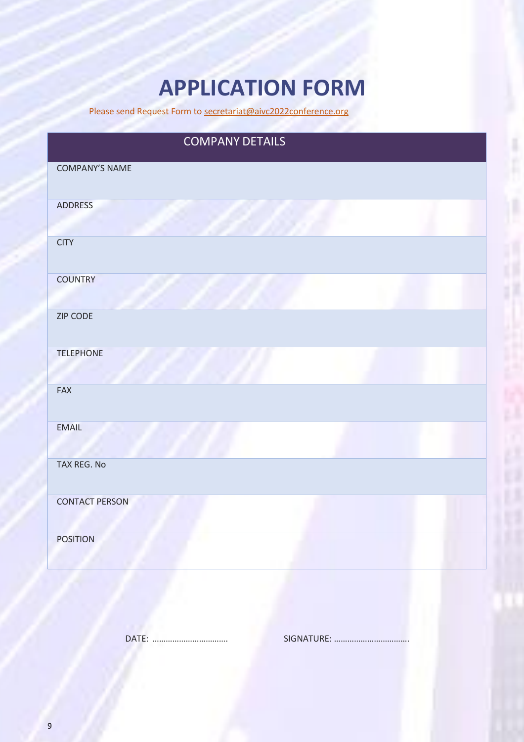# APPLICATION FORM

Please send Request Form to secretariat@aivc2022conference.org

| COMPANY DETAILS | |
|---|---|
| COMPANY'S NAME | |
| ADDRESS | |
| CITY | |
| COUNTRY | |
| ZIP CODE | |
| TELEPHONE | |
| FAX | |
| EMAIL | |
| TAX REG. No | |
| CONTACT PERSON | |
| POSITION | |

DATE: ……………………………. SIGNATURE: …………………………….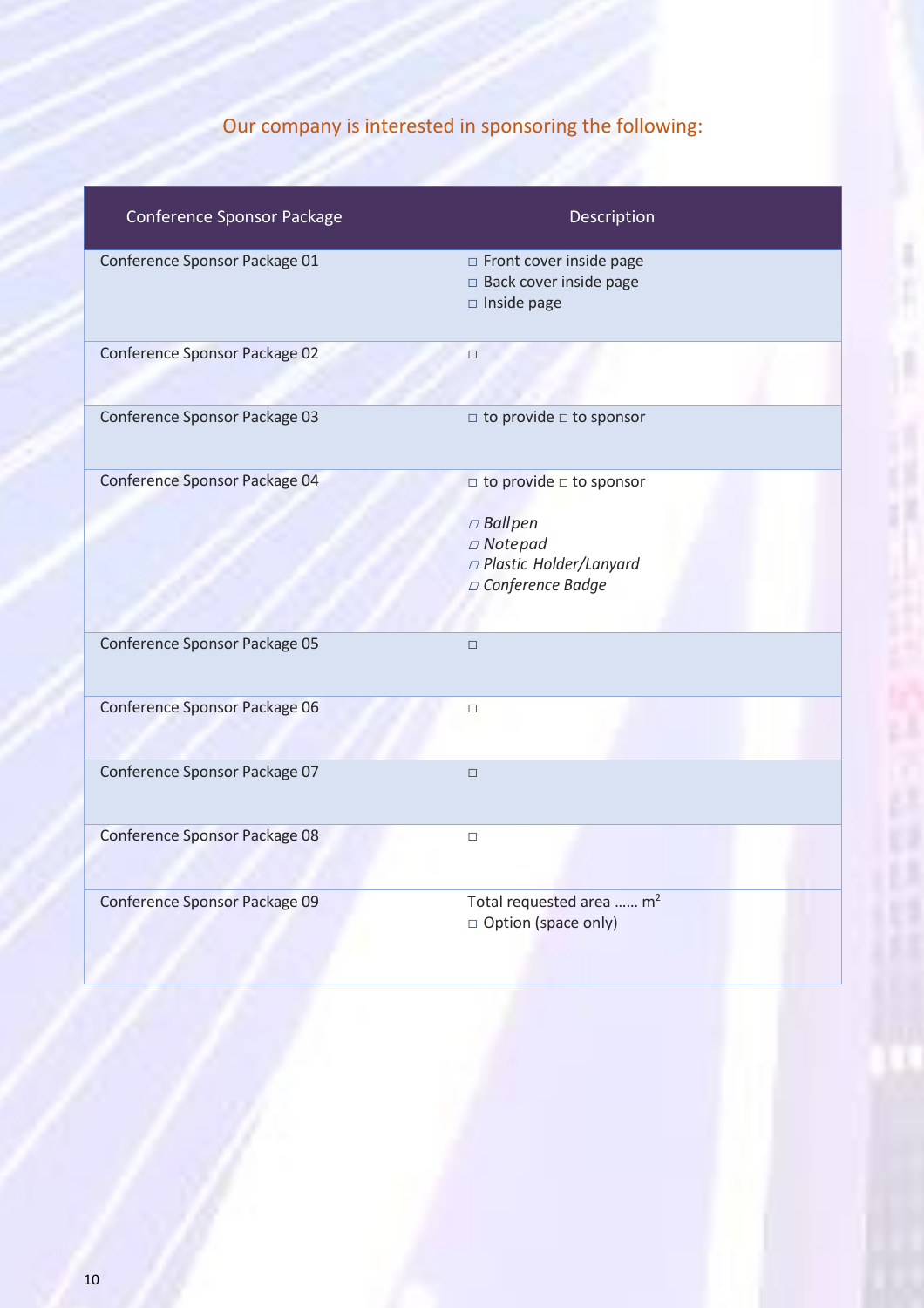## Our company is interested in sponsoring the following:

| Conference Sponsor Package | Description |
| --- | --- |
| Conference Sponsor Package 01 | □ Front cover inside page<br>□ Back cover inside page<br>□ Inside page |
| Conference Sponsor Package 02 | □ |
| Conference Sponsor Package 03 | □ to provide □ to sponsor |
| Conference Sponsor Package 04 | □ to provide □ to sponsor<br><br>*□ Ballpen*<br>*□ Notepad*<br>*□ Plastic Holder/Lanyard*<br>*□ Conference Badge* |
| Conference Sponsor Package 05 | □ |
| Conference Sponsor Package 06 | □ |
| Conference Sponsor Package 07 | □ |
| Conference Sponsor Package 08 | □ |
| Conference Sponsor Package 09 | Total requested area …… $m^2$<br>□ Option (space only) |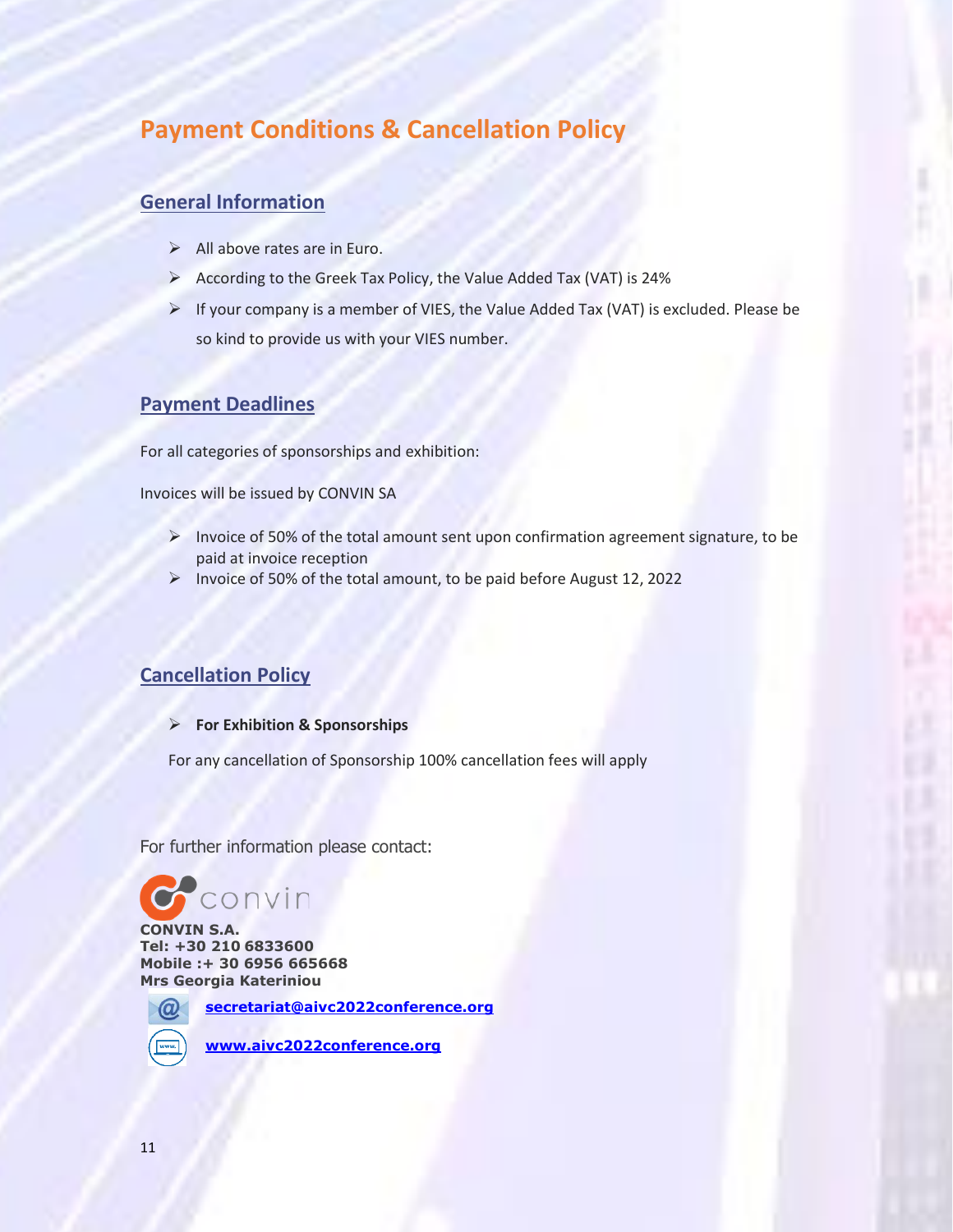# Payment Conditions & Cancellation Policy

## General Information

- All above rates are in Euro.
- According to the Greek Tax Policy, the Value Added Tax (VAT) is 24%
- If your company is a member of VIES, the Value Added Tax (VAT) is excluded. Please be so kind to provide us with your VIES number.

## Payment Deadlines

For all categories of sponsorships and exhibition:

Invoices will be issued by CONVIN SA

- Invoice of 50% of the total amount sent upon confirmation agreement signature, to be paid at invoice reception
- Invoice of 50% of the total amount, to be paid before August 12, 2022

## Cancellation Policy

- **For Exhibition & Sponsorships**

For any cancellation of Sponsorship 100% cancellation fees will apply

For further information please contact:

convin

**CONVIN S.A.**
**Tel: +30 210 6833600**
**Mobile :+ 30 6956 665668**
**Mrs Georgia Kateriniou**

**secretariat@aivc2022conference.org**

**www.aivc2022conference.org**